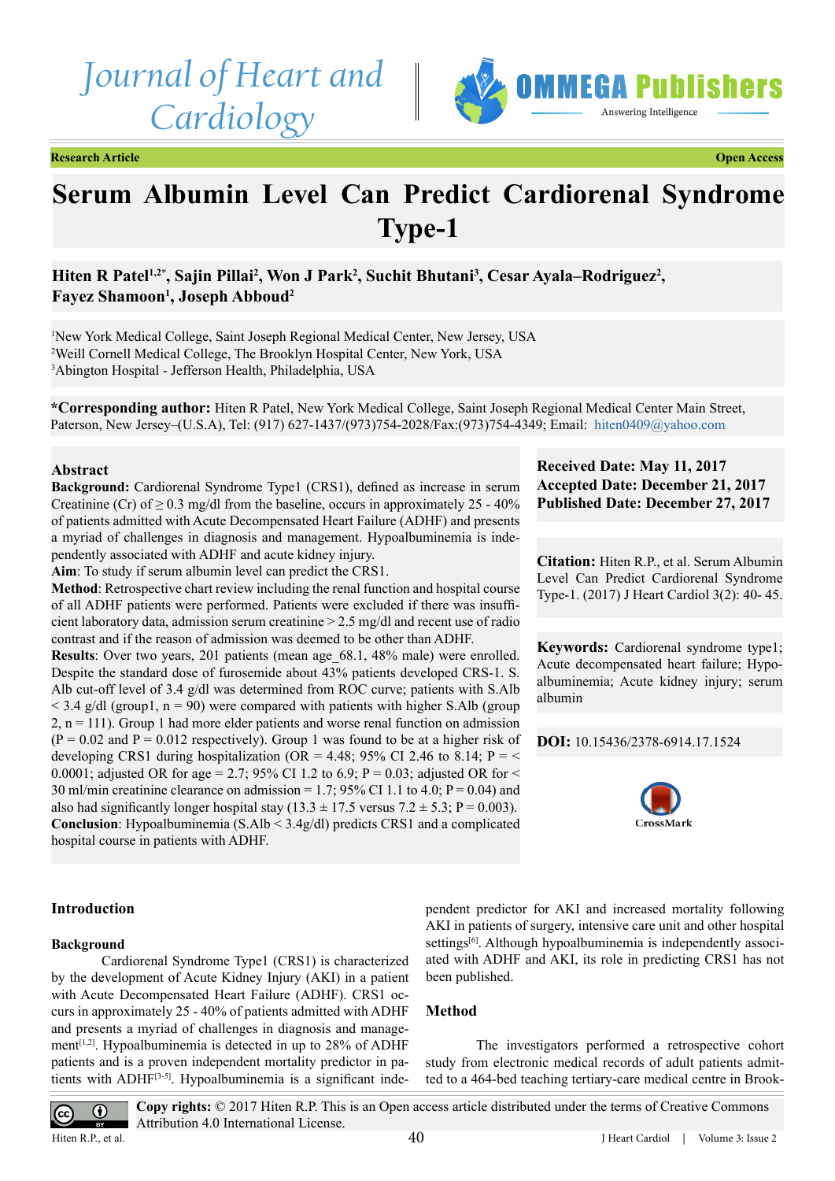Research Article

Open Access

# Serum Albumin Level Can Predict Cardiorenal Syndrome Type-1

**Hiten R Patel[1,2*], Sajin Pillai[2], Won J Park[2], Suchit Bhutani[3], Cesar Ayala–Rodriguez[2], Fayez Shamoon[1], Joseph Abboud[2]**

[1]New York Medical College, Saint Joseph Regional Medical Center, New Jersey, USA
[2]Weill Cornell Medical College, The Brooklyn Hospital Center, New York, USA
[3]Abington Hospital - Jefferson Health, Philadelphia, USA

***Corresponding author:** Hiten R Patel, New York Medical College, Saint Joseph Regional Medical Center Main Street, Paterson, New Jersey–(U.S.A), Tel: (917) 627-1437/(973)754-2028/Fax:(973)754-4349; Email: hiten0409@yahoo.com

## Abstract

**Background:** Cardiorenal Syndrome Type1 (CRS1), defined as increase in serum Creatinine (Cr) of ≥ 0.3 mg/dl from the baseline, occurs in approximately 25 - 40% of patients admitted with Acute Decompensated Heart Failure (ADHF) and presents a myriad of challenges in diagnosis and management. Hypoalbuminemia is independently associated with ADHF and acute kidney injury.
**Aim**: To study if serum albumin level can predict the CRS1.
**Method**: Retrospective chart review including the renal function and hospital course of all ADHF patients were performed. Patients were excluded if there was insufficient laboratory data, admission serum creatinine > 2.5 mg/dl and recent use of radio contrast and if the reason of admission was deemed to be other than ADHF.
**Results**: Over two years, 201 patients (mean age_68.1, 48% male) were enrolled. Despite the standard dose of furosemide about 43% patients developed CRS-1. S. Alb cut-off level of 3.4 g/dl was determined from ROC curve; patients with S.Alb < 3.4 g/dl (group1, n = 90) were compared with patients with higher S.Alb (group 2, n = 111). Group 1 had more elder patients and worse renal function on admission (P = 0.02 and P = 0.012 respectively). Group 1 was found to be at a higher risk of developing CRS1 during hospitalization (OR = 4.48; 95% CI 2.46 to 8.14; P = < 0.0001; adjusted OR for age = 2.7; 95% CI 1.2 to 6.9; P = 0.03; adjusted OR for < 30 ml/min creatinine clearance on admission = 1.7; 95% CI 1.1 to 4.0; P = 0.04) and also had significantly longer hospital stay (13.3 ± 17.5 versus 7.2 ± 5.3; P = 0.003).
**Conclusion**: Hypoalbuminemia (S.Alb < 3.4g/dl) predicts CRS1 and a complicated hospital course in patients with ADHF.

**Received Date: May 11, 2017**
**Accepted Date: December 21, 2017**
**Published Date: December 27, 2017**

**Citation:** Hiten R.P., et al. Serum Albumin Level Can Predict Cardiorenal Syndrome Type-1. (2017) J Heart Cardiol 3(2): 40- 45.

**Keywords:** Cardiorenal syndrome type1; Acute decompensated heart failure; Hypoalbuminemia; Acute kidney injury; serum albumin

**DOI:** 10.15436/2378-6914.17.1524

## Introduction

### Background

Cardiorenal Syndrome Type1 (CRS1) is characterized by the development of Acute Kidney Injury (AKI) in a patient with Acute Decompensated Heart Failure (ADHF). CRS1 occurs in approximately 25 - 40% of patients admitted with ADHF and presents a myriad of challenges in diagnosis and management[1,2]. Hypoalbuminemia is detected in up to 28% of ADHF patients and is a proven independent mortality predictor in patients with ADHF[3-5]. Hypoalbuminemia is a significant independent predictor for AKI and increased mortality following AKI in patients of surgery, intensive care unit and other hospital settings[6]. Although hypoalbuminemia is independently associated with ADHF and AKI, its role in predicting CRS1 has not been published.

## Method

The investigators performed a retrospective cohort study from electronic medical records of adult patients admitted to a 464-bed teaching tertiary-care medical centre in Brook-

**Copy rights:** © 2017 Hiten R.P. This is an Open access article distributed under the terms of Creative Commons Attribution 4.0 International License.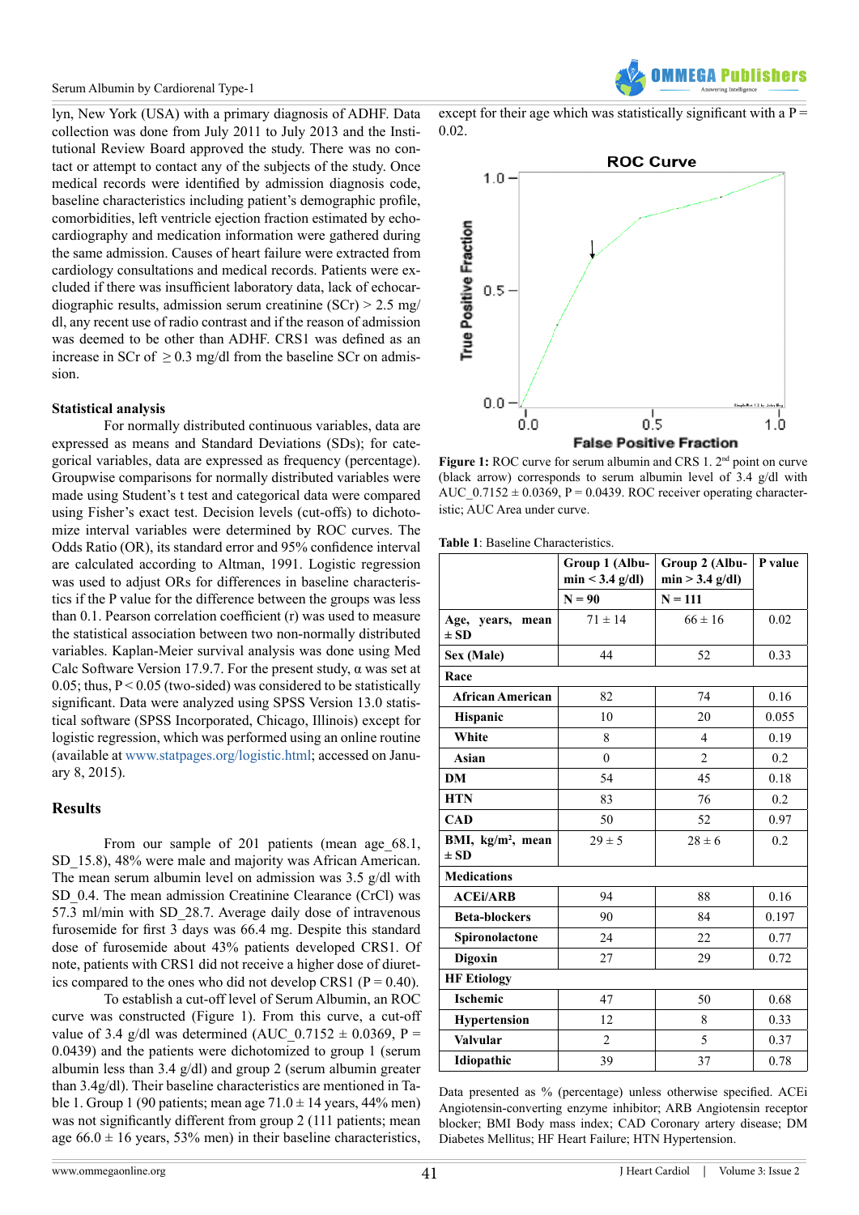lyn, New York (USA) with a primary diagnosis of ADHF. Data collection was done from July 2011 to July 2013 and the Institutional Review Board approved the study. There was no contact or attempt to contact any of the subjects of the study. Once medical records were identified by admission diagnosis code, baseline characteristics including patient's demographic profile, comorbidities, left ventricle ejection fraction estimated by echocardiography and medication information were gathered during the same admission. Causes of heart failure were extracted from cardiology consultations and medical records. Patients were excluded if there was insufficient laboratory data, lack of echocardiographic results, admission serum creatinine (SCr) > 2.5 mg/dl, any recent use of radio contrast and if the reason of admission was deemed to be other than ADHF. CRS1 was defined as an increase in SCr of ≥ 0.3 mg/dl from the baseline SCr on admission.

### Statistical analysis

For normally distributed continuous variables, data are expressed as means and Standard Deviations (SDs); for categorical variables, data are expressed as frequency (percentage). Groupwise comparisons for normally distributed variables were made using Student's t test and categorical data were compared using Fisher's exact test. Decision levels (cut-offs) to dichotomize interval variables were determined by ROC curves. The Odds Ratio (OR), its standard error and 95% confidence interval are calculated according to Altman, 1991. Logistic regression was used to adjust ORs for differences in baseline characteristics if the P value for the difference between the groups was less than 0.1. Pearson correlation coefficient (r) was used to measure the statistical association between two non-normally distributed variables. Kaplan-Meier survival analysis was done using Med Calc Software Version 17.9.7. For the present study, α was set at 0.05; thus, $P < 0.05$ (two-sided) was considered to be statistically significant. Data were analyzed using SPSS Version 13.0 statistical software (SPSS Incorporated, Chicago, Illinois) except for logistic regression, which was performed using an online routine (available at www.statpages.org/logistic.html; accessed on January 8, 2015).

## Results

From our sample of 201 patients (mean age_68.1, SD_15.8), 48% were male and majority was African American. The mean serum albumin level on admission was 3.5 g/dl with SD_0.4. The mean admission Creatinine Clearance (CrCl) was 57.3 ml/min with SD_28.7. Average daily dose of intravenous furosemide for first 3 days was 66.4 mg. Despite this standard dose of furosemide about 43% patients developed CRS1. Of note, patients with CRS1 did not receive a higher dose of diuretics compared to the ones who did not develop CRS1 ($P = 0.40$).

To establish a cut-off level of Serum Albumin, an ROC curve was constructed (Figure 1). From this curve, a cut-off value of 3.4 g/dl was determined (AUC_0.7152 ± 0.0369, $P = 0.0439$) and the patients were dichotomized to group 1 (serum albumin less than 3.4 g/dl) and group 2 (serum albumin greater than 3.4g/dl). Their baseline characteristics are mentioned in Table 1. Group 1 (90 patients; mean age 71.0 ± 14 years, 44% men) was not significantly different from group 2 (111 patients; mean age 66.0 ± 16 years, 53% men) in their baseline characteristics, except for their age which was statistically significant with a $P = 0.02$.

**Figure 1:** ROC curve for serum albumin and CRS 1. 2[nd] point on curve (black arrow) corresponds to serum albumin level of 3.4 g/dl with AUC_0.7152 ± 0.0369, $P = 0.0439$. ROC receiver operating characteristic; AUC Area under curve.

**Table 1**: Baseline Characteristics.

| | Group 1 (Albumin < 3.4 g/dl) N = 90 | Group 2 (Albumin > 3.4 g/dl) N = 111 | P value |
|---|---|---|---|
| **Age, years, mean ± SD** | 71 ± 14 | 66 ± 16 | 0.02 |
| **Sex (Male)** | 44 | 52 | 0.33 |
| **Race** | | | |
| **African American** | 82 | 74 | 0.16 |
| **Hispanic** | 10 | 20 | 0.055 |
| **White** | 8 | 4 | 0.19 |
| **Asian** | 0 | 2 | 0.2 |
| **DM** | 54 | 45 | 0.18 |
| **HTN** | 83 | 76 | 0.2 |
| **CAD** | 50 | 52 | 0.97 |
| **BMI, kg/m², mean ± SD** | 29 ± 5 | 28 ± 6 | 0.2 |
| **Medications** | | | |
| **ACEi/ARB** | 94 | 88 | 0.16 |
| **Beta-blockers** | 90 | 84 | 0.197 |
| **Spironolactone** | 24 | 22 | 0.77 |
| **Digoxin** | 27 | 29 | 0.72 |
| **HF Etiology** | | | |
| **Ischemic** | 47 | 50 | 0.68 |
| **Hypertension** | 12 | 8 | 0.33 |
| **Valvular** | 2 | 5 | 0.37 |
| **Idiopathic** | 39 | 37 | 0.78 |

Data presented as % (percentage) unless otherwise specified. ACEi Angiotensin-converting enzyme inhibitor; ARB Angiotensin receptor blocker; BMI Body mass index; CAD Coronary artery disease; DM Diabetes Mellitus; HF Heart Failure; HTN Hypertension.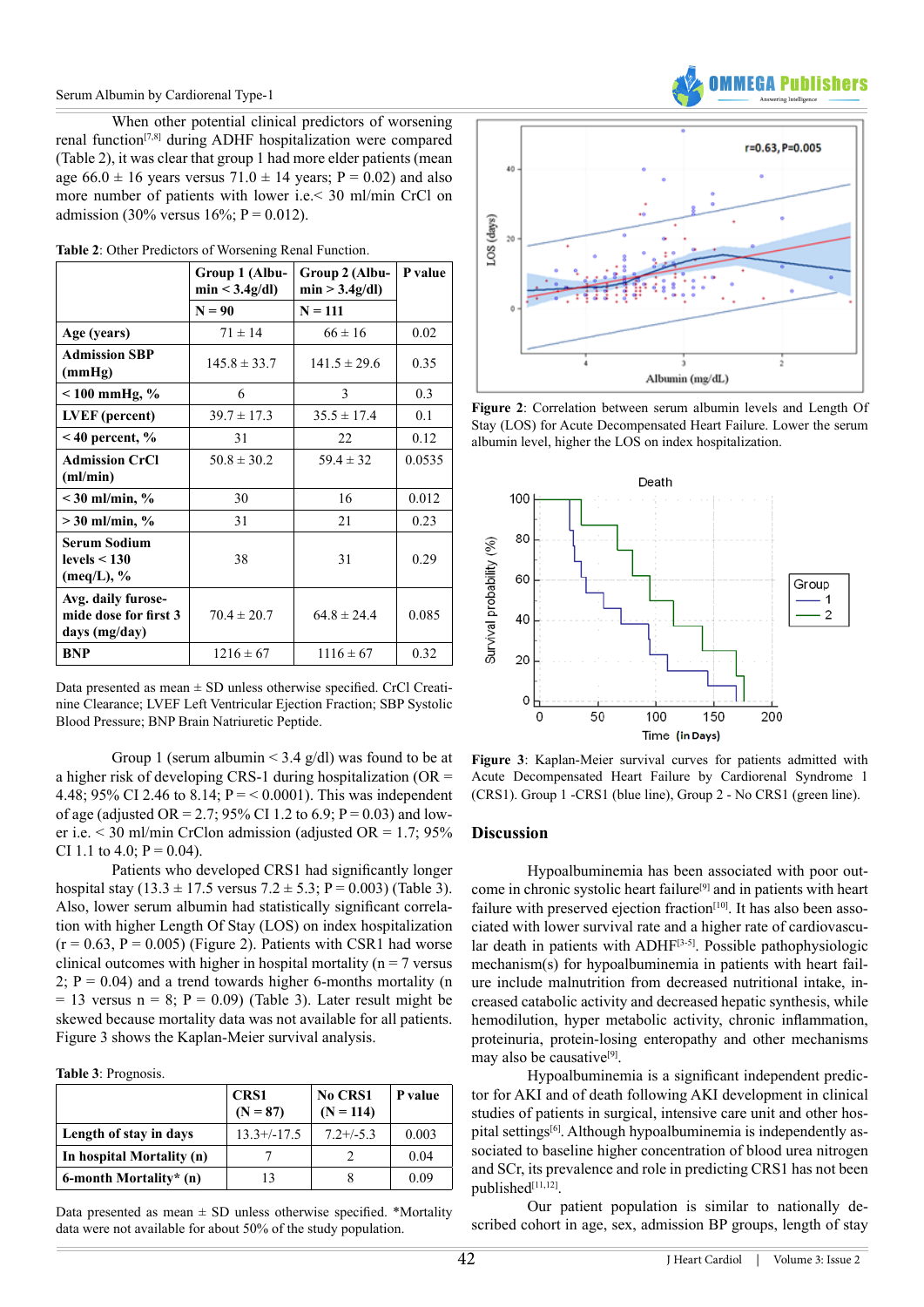When other potential clinical predictors of worsening renal function[7,8] during ADHF hospitalization were compared (Table 2), it was clear that group 1 had more elder patients (mean age 66.0 ± 16 years versus 71.0 ± 14 years; P = 0.02) and also more number of patients with lower i.e.< 30 ml/min CrCl on admission (30% versus 16%; P = 0.012).

**Table 2**: Other Predictors of Worsening Renal Function.

| | Group 1 (Albumin < 3.4g/dl) | Group 2 (Albumin > 3.4g/dl) | P value |
|---|---|---|---|
| | N = 90 | N = 111 | |
| **Age (years)** | 71 ± 14 | 66 ± 16 | 0.02 |
| **Admission SBP (mmHg)** | 145.8 ± 33.7 | 141.5 ± 29.6 | 0.35 |
| **< 100 mmHg, %** | 6 | 3 | 0.3 |
| **LVEF (percent)** | 39.7 ± 17.3 | 35.5 ± 17.4 | 0.1 |
| **< 40 percent, %** | 31 | 22 | 0.12 |
| **Admission CrCl (ml/min)** | 50.8 ± 30.2 | 59.4 ± 32 | 0.0535 |
| **< 30 ml/min, %** | 30 | 16 | 0.012 |
| **> 30 ml/min, %** | 31 | 21 | 0.23 |
| **Serum Sodium levels < 130 (meq/L), %** | 38 | 31 | 0.29 |
| **Avg. daily furosemide dose for first 3 days (mg/day)** | 70.4 ± 20.7 | 64.8 ± 24.4 | 0.085 |
| **BNP** | 1216 ± 67 | 1116 ± 67 | 0.32 |

Data presented as mean ± SD unless otherwise specified. CrCl Creatinine Clearance; LVEF Left Ventricular Ejection Fraction; SBP Systolic Blood Pressure; BNP Brain Natriuretic Peptide.

Group 1 (serum albumin < 3.4 g/dl) was found to be at a higher risk of developing CRS-1 during hospitalization (OR = 4.48; 95% CI 2.46 to 8.14; P = < 0.0001). This was independent of age (adjusted OR = 2.7; 95% CI 1.2 to 6.9; P = 0.03) and lower i.e. < 30 ml/min CrClon admission (adjusted OR = 1.7; 95% CI 1.1 to 4.0; P = 0.04).

Patients who developed CRS1 had significantly longer hospital stay (13.3 ± 17.5 versus 7.2 ± 5.3; P = 0.003) (Table 3). Also, lower serum albumin had statistically significant correlation with higher Length Of Stay (LOS) on index hospitalization (r = 0.63, P = 0.005) (Figure 2). Patients with CSR1 had worse clinical outcomes with higher in hospital mortality (n = 7 versus 2; P = 0.04) and a trend towards higher 6-months mortality (n = 13 versus n = 8; P = 0.09) (Table 3). Later result might be skewed because mortality data was not available for all patients. Figure 3 shows the Kaplan-Meier survival analysis.

**Table 3**: Prognosis.

| | CRS1 (N = 87) | No CRS1 (N = 114) | P value |
|---|---|---|---|
| **Length of stay in days** | 13.3+/-17.5 | 7.2+/-5.3 | 0.003 |
| **In hospital Mortality (n)** | 7 | 2 | 0.04 |
| **6-month Mortality* (n)** | 13 | 8 | 0.09 |

Data presented as mean ± SD unless otherwise specified. *Mortality data were not available for about 50% of the study population.

**Figure 2**: Correlation between serum albumin levels and Length Of Stay (LOS) for Acute Decompensated Heart Failure. Lower the serum albumin level, higher the LOS on index hospitalization.

**Figure 3**: Kaplan-Meier survival curves for patients admitted with Acute Decompensated Heart Failure by Cardiorenal Syndrome 1 (CRS1). Group 1 -CRS1 (blue line), Group 2 - No CRS1 (green line).

## Discussion

Hypoalbuminemia has been associated with poor outcome in chronic systolic heart failure[9] and in patients with heart failure with preserved ejection fraction[10]. It has also been associated with lower survival rate and a higher rate of cardiovascular death in patients with ADHF[3-5]. Possible pathophysiologic mechanism(s) for hypoalbuminemia in patients with heart failure include malnutrition from decreased nutritional intake, increased catabolic activity and decreased hepatic synthesis, while hemodilution, hyper metabolic activity, chronic inflammation, proteinuria, protein-losing enteropathy and other mechanisms may also be causative[9].

Hypoalbuminemia is a significant independent predictor for AKI and of death following AKI development in clinical studies of patients in surgical, intensive care unit and other hospital settings[6]. Although hypoalbuminemia is independently associated to baseline higher concentration of blood urea nitrogen and SCr, its prevalence and role in predicting CRS1 has not been published[11,12].

Our patient population is similar to nationally described cohort in age, sex, admission BP groups, length of stay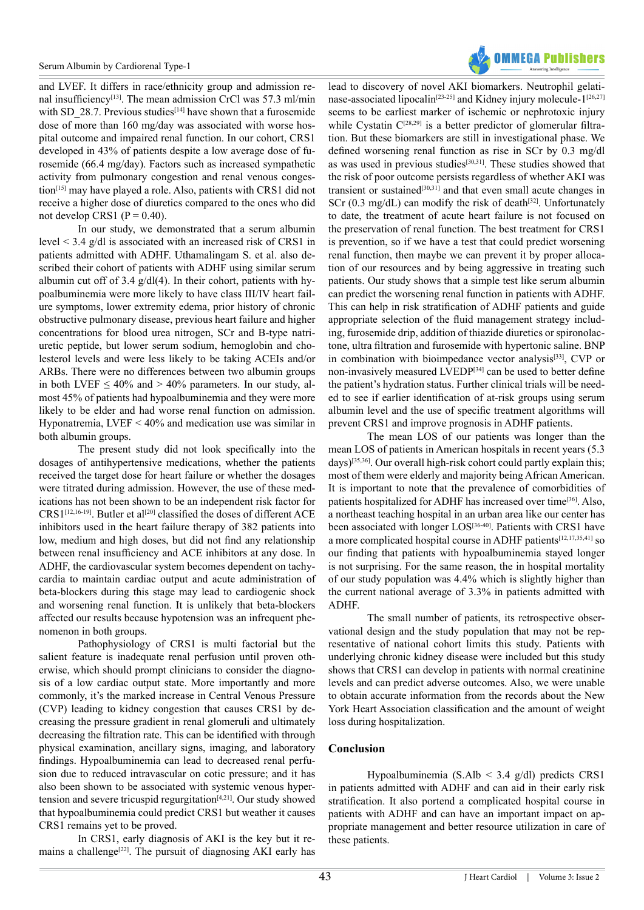and LVEF. It differs in race/ethnicity group and admission renal insufficiency[13]. The mean admission CrCl was 57.3 ml/min with SD_28.7. Previous studies[14] have shown that a furosemide dose of more than 160 mg/day was associated with worse hospital outcome and impaired renal function. In our cohort, CRS1 developed in 43% of patients despite a low average dose of furosemide (66.4 mg/day). Factors such as increased sympathetic activity from pulmonary congestion and renal venous congestion[15] may have played a role. Also, patients with CRS1 did not receive a higher dose of diuretics compared to the ones who did not develop CRS1 (P = 0.40).

In our study, we demonstrated that a serum albumin level < 3.4 g/dl is associated with an increased risk of CRS1 in patients admitted with ADHF. Uthamalingam S. et al. also described their cohort of patients with ADHF using similar serum albumin cut off of 3.4 g/dl(4). In their cohort, patients with hypoalbuminemia were more likely to have class III/IV heart failure symptoms, lower extremity edema, prior history of chronic obstructive pulmonary disease, previous heart failure and higher concentrations for blood urea nitrogen, SCr and B-type natriuretic peptide, but lower serum sodium, hemoglobin and cholesterol levels and were less likely to be taking ACEIs and/or ARBs. There were no differences between two albumin groups in both LVEF ≤ 40% and > 40% parameters. In our study, almost 45% of patients had hypoalbuminemia and they were more likely to be elder and had worse renal function on admission. Hyponatremia, LVEF < 40% and medication use was similar in both albumin groups.

The present study did not look specifically into the dosages of antihypertensive medications, whether the patients received the target dose for heart failure or whether the dosages were titrated during admission. However, the use of these medications has not been shown to be an independent risk factor for CRS1[12,16-19]. Butler et al[20] classified the doses of different ACE inhibitors used in the heart failure therapy of 382 patients into low, medium and high doses, but did not find any relationship between renal insufficiency and ACE inhibitors at any dose. In ADHF, the cardiovascular system becomes dependent on tachycardia to maintain cardiac output and acute administration of beta-blockers during this stage may lead to cardiogenic shock and worsening renal function. It is unlikely that beta-blockers affected our results because hypotension was an infrequent phenomenon in both groups.

Pathophysiology of CRS1 is multi factorial but the salient feature is inadequate renal perfusion until proven otherwise, which should prompt clinicians to consider the diagnosis of a low cardiac output state. More importantly and more commonly, it's the marked increase in Central Venous Pressure (CVP) leading to kidney congestion that causes CRS1 by decreasing the pressure gradient in renal glomeruli and ultimately decreasing the filtration rate. This can be identified with through physical examination, ancillary signs, imaging, and laboratory findings. Hypoalbuminemia can lead to decreased renal perfusion due to reduced intravascular on cotic pressure; and it has also been shown to be associated with systemic venous hypertension and severe tricuspid regurgitation[4,21]. Our study showed that hypoalbuminemia could predict CRS1 but weather it causes CRS1 remains yet to be proved.

In CRS1, early diagnosis of AKI is the key but it remains a challenge[22]. The pursuit of diagnosing AKI early has lead to discovery of novel AKI biomarkers. Neutrophil gelatinase-associated lipocalin[23-25] and Kidney injury molecule-1[26,27] seems to be earliest marker of ischemic or nephrotoxic injury while Cystatin C[28,29] is a better predictor of glomerular filtration. But these biomarkers are still in investigational phase. We defined worsening renal function as rise in SCr by 0.3 mg/dl as was used in previous studies[30,31]. These studies showed that the risk of poor outcome persists regardless of whether AKI was transient or sustained[30,31] and that even small acute changes in SCr (0.3 mg/dL) can modify the risk of death[32]. Unfortunately to date, the treatment of acute heart failure is not focused on the preservation of renal function. The best treatment for CRS1 is prevention, so if we have a test that could predict worsening renal function, then maybe we can prevent it by proper allocation of our resources and by being aggressive in treating such patients. Our study shows that a simple test like serum albumin can predict the worsening renal function in patients with ADHF. This can help in risk stratification of ADHF patients and guide appropriate selection of the fluid management strategy including, furosemide drip, addition of thiazide diuretics or spironolactone, ultra filtration and furosemide with hypertonic saline. BNP in combination with bioimpedance vector analysis[33], CVP or non-invasively measured LVEDP[34] can be used to better define the patient's hydration status. Further clinical trials will be needed to see if earlier identification of at-risk groups using serum albumin level and the use of specific treatment algorithms will prevent CRS1 and improve prognosis in ADHF patients.

The mean LOS of our patients was longer than the mean LOS of patients in American hospitals in recent years (5.3 days)[35,36]. Our overall high-risk cohort could partly explain this; most of them were elderly and majority being African American. It is important to note that the prevalence of comorbidities of patients hospitalized for ADHF has increased over time[36]. Also, a northeast teaching hospital in an urban area like our center has been associated with longer LOS[36-40]. Patients with CRS1 have a more complicated hospital course in ADHF patients[12,17,35,41] so our finding that patients with hypoalbuminemia stayed longer is not surprising. For the same reason, the in hospital mortality of our study population was 4.4% which is slightly higher than the current national average of 3.3% in patients admitted with ADHF.

The small number of patients, its retrospective observational design and the study population that may not be representative of national cohort limits this study. Patients with underlying chronic kidney disease were included but this study shows that CRS1 can develop in patients with normal creatinine levels and can predict adverse outcomes. Also, we were unable to obtain accurate information from the records about the New York Heart Association classification and the amount of weight loss during hospitalization.

## Conclusion

Hypoalbuminemia (S.Alb < 3.4 g/dl) predicts CRS1 in patients admitted with ADHF and can aid in their early risk stratification. It also portend a complicated hospital course in patients with ADHF and can have an important impact on appropriate management and better resource utilization in care of these patients.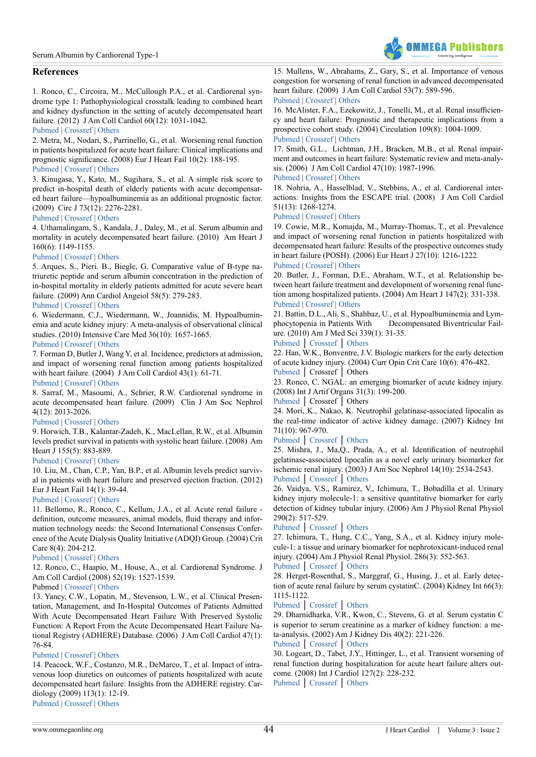## References

1. Ronco, C., Circoira, M., McCullough P.A., et al. Cardiorenal syndrome type 1: Pathophysiological crosstalk leading to combined heart and kidney dysfunction in the setting of acutely decompensated heart failure. (2012) J Am Coll Cardiol 60(12): 1031-1042.
Pubmed | Crossref | Others

2. Metra, M., Nodari, S., Parrinello, G., et al. Worsening renal function in patients hospitalized for acute heart failure: Clinical implications and prognostic significance. (2008) Eur J Heart Fail 10(2): 188-195.
Pubmed | Crossref | Others

3. Kinugasa, Y., Kato, M., Sugihara, S., et al. A simple risk score to predict in-hospital death of elderly patients with acute decompensated heart failure—hypoalbuminemia as an additional prognostic factor. (2009) Circ J 73(12): 2276-2281.
Pubmed | Crossref | Others

4. Uthamalingam, S., Kandala, J., Daley, M., et al. Serum albumin and mortality in acutely decompensated heart failure. (2010) Am Heart J 160(6): 1149-1155.
Pubmed | Crossref | Others

5. Arques, S., Pieri. B., Biegle, G. Comparative value of B-type natriuretic peptide and serum albumin concentration in the prediction of in-hospital mortality in elderly patients admitted for acute severe heart failure. (2009) Ann Cardiol Angeiol 58(5): 279-283.
Pubmed | Crossref | Others

6. Wiedermann, C.J., Wiedermann, W., Joannidis, M. Hypoalbuminemia and acute kidney injury: A meta-analysis of observational clinical studies. (2010) Intensive Care Med 36(10): 1657-1665.
Pubmed | Crossref | Others

7. Forman D, Butler J, Wang Y, et al. Incidence, predictors at admission, and impact of worsening renal function among patients hospitalized with heart failure. (2004) J Am Coll Cardiol 43(1): 61-71.
Pubmed | Crossref | Others

8. Sarraf, M., Masoumi, A., Schrier, R.W. Cardiorenal syndrome in acute decompensated heart failure. (2009) Clin J Am Soc Nephrol 4(12): 2013-2026.
Pubmed | Crossref | Others

9. Horwich, T.B., Kalantar-Zadeh, K., MacLellan, R.W., et al. Albumin levels predict survival in patients with systolic heart failure. (2008) Am Heart J 155(5): 883-889.
Pubmed | Crossref | Others

10. Liu, M., Chan, C.P., Yan, B.P., et al. Albumin levels predict survival in patients with heart failure and preserved ejection fraction. (2012) Eur J Heart Fail 14(1): 39-44.
Pubmed | Crossref | Others

11. Bellomo, R., Ronco, C., Kellum, J.A., et al. Acute renal failure - definition, outcome measures, animal models, fluid therapy and information technology needs: the Second International Consensus Conference of the Acute Dialysis Quality Initiative (ADQI) Group. (2004) Crit Care 8(4): 204-212.
Pubmed | Crossref | Others

12. Ronco, C., Haapio, M., House, A., et al. Cardiorenal Syndrome. J Am Coll Cardiol (2008) 52(19): 1527-1539.
Pubmed | Crossref | Others

13. Yancy, C.W., Lopatin, M., Stevenson, L.W., et al. Clinical Presentation, Management, and In-Hospital Outcomes of Patients Admitted With Acute Decompensated Heart Failure With Preserved Systolic Function: A Report From the Acute Decompensated Heart Failure National Registry (ADHERE) Database. (2006) J Am Coll Cardiol 47(1): 76-84.
Pubmed | Crossref | Others

14. Peacock, W.F., Costanzo, M.R., DeMarco, T., et al. Impact of intravenous loop diuretics on outcomes of patients hospitalized with acute decompensated heart failure: Insights from the ADHERE registry. Cardiology (2009) 113(1): 12-19.
Pubmed | Crossref | Others

15. Mullens, W., Abrahams, Z., Gary, S., et al. Importance of venous congestion for worsening of renal function in advanced decompensated heart failure. (2009) J Am Coll Cardiol 53(7): 589-596.
Pubmed | Crossref | Others

16. McAlister, F.A., Ezekowitz, J., Tonelli, M., et al. Renal insufficiency and heart failure: Prognostic and therapeutic implications from a prospective cohort study. (2004) Circulation 109(8): 1004-1009.
Pubmed | Crossref | Others

17. Smith, G.L., Lichtman, J.H., Bracken, M.B., et al. Renal impairment and outcomes in heart failure: Systematic review and meta-analysis. (2006) J Am Coll Cardiol 47(10): 1987-1996.
Pubmed | Crossref | Others

18. Nohria, A., Hasselblad, V., Stebbins, A., et al. Cardiorenal interactions: Insights from the ESCAPE trial. (2008) J Am Coll Cardiol 51(13): 1268-1274.
Pubmed | Crossref | Others

19. Cowie, M.R., Komajda, M., Murray-Thomas, T., et al. Prevalence and impact of worsening renal function in patients hospitalized with decompensated heart failure: Results of the prospective outcomes study in heart failure (POSH). (2006) Eur Heart J 27(10): 1216-1222.
Pubmed | Crossref | Others

20. Butler, J., Forman, D.E., Abraham, W.T., et al. Relationship between heart failure treatment and development of worsening renal function among hospitalized patients. (2004) Am Heart J 147(2): 331-338.
Pubmed | Crossref | Others

21. Battin, D.L., Ali, S., Shahbaz, U., et al. Hypoalbuminemia and Lymphocytopenia in Patients With Decompensated Biventricular Failure. (2010) Am J Med Sci 339(1): 31-35.
Pubmed | Crossref | Others

22. Han, W.K., Bonventre, J.V. Biologic markers for the early detection of acute kidney injury. (2004) Curr Opin Crit Care 10(6): 476-482.
Pubmed | Crossref | Others

23. Ronco, C. NGAL: an emerging biomarker of acute kidney injury. (2008) Int J Artif Organs 31(3): 199-200.
Pubmed | Crossref | Others

24. Mori, K., Nakao, K. Neutrophil gelatinase-associated lipocalin as the real-time indicator of active kidney damage. (2007) Kidney Int 71(10): 967-970.
Pubmed | Crossref | Others

25. Mishra, J., Ma,Q., Prada, A., et al. Identification of neutrophil gelatinase-associated lipocalin as a novel early urinary biomarker for ischemic renal injury. (2003) J Am Soc Nephrol 14(10): 2534-2543.
Pubmed | Crossref | Others

26. Vaidya, V.S., Ramirez, V., Ichimura, T., Bobadilla et al. Urinary kidney injury molecule-1: a sensitive quantitative biomarker for early detection of kidney tubular injury. (2006) Am J Physiol Renal Physiol 290(2): 517-529.
Pubmed | Crossref | Others

27. Ichimura, T., Hung, C.C., Yang, S.A., et al. Kidney injury molecule-1: a tissue and urinary biomarker for nephrotoxicant-induced renal injury. (2004) Am J Physiol Renal Physiol. 286(3): 552-563.
Pubmed | Crossref | Others

28. Herget-Rosenthal, S., Marggraf, G., Husing, J., et al. Early detection of acute renal failure by serum cystatinC. (2004) Kidney Int 66(3): 1115-1122.
Pubmed | Crossref | Others

29. Dharnidharka, V.R., Kwon, C., Stevens, G. et al. Serum cystatin C is superior to serum creatinine as a marker of kidney function: a meta-analysis. (2002) Am J Kidney Dis 40(2): 221-226.
Pubmed | Crossref | Others

30. Logeart, D., Tabet, J.Y., Hittinger, L., et al. Transient worsening of renal function during hospitalization for acute heart failure alters outcome. (2008) Int J Cardiol 127(2): 228-232.
Pubmed | Crossref | Others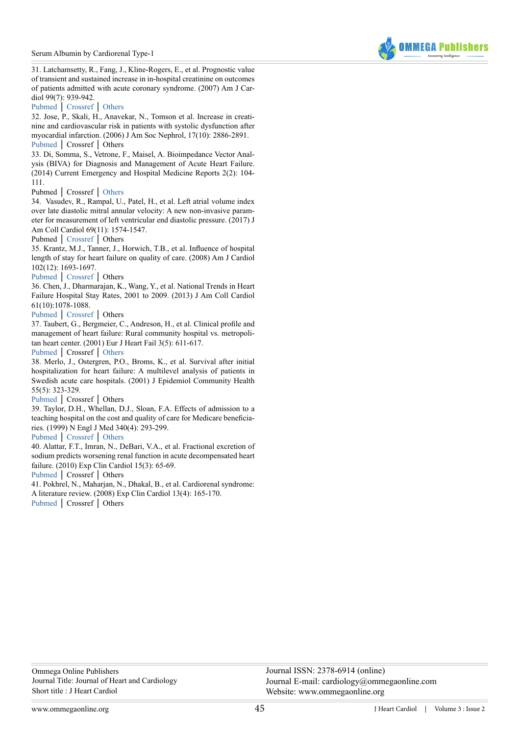31. Latchamsetty, R., Fang, J., Kline-Rogers, E., et al. Prognostic value of transient and sustained increase in in-hospital creatinine on outcomes of patients admitted with acute coronary syndrome. (2007) Am J Cardiol 99(7): 939-942.
Pubmed | Crossref | Others

32. Jose, P., Skali, H., Anavekar, N., Tomson et al. Increase in creatinine and cardiovascular risk in patients with systolic dysfunction after myocardial infarction. (2006) J Am Soc Nephrol, 17(10): 2886-2891.
Pubmed | Crossref | Others

33. Di, Somma, S., Vetrone, F., Maisel, A. Bioimpedance Vector Analysis (BIVA) for Diagnosis and Management of Acute Heart Failure. (2014) Current Emergency and Hospital Medicine Reports 2(2): 104-111.
Pubmed | Crossref | Others

34. Vasudev, R., Rampal, U., Patel, H., et al. Left atrial volume index over late diastolic mitral annular velocity: A new non-invasive parameter for measurement of left ventricular end diastolic pressure. (2017) J Am Coll Cardiol 69(11): 1574-1547.
Pubmed | Crossref | Others

35. Krantz, M.J., Tanner, J., Horwich, T.B., et al. Influence of hospital length of stay for heart failure on quality of care. (2008) Am J Cardiol 102(12): 1693-1697.
Pubmed | Crossref | Others

36. Chen, J., Dharmarajan, K., Wang, Y., et al. National Trends in Heart Failure Hospital Stay Rates, 2001 to 2009. (2013) J Am Coll Cardiol 61(10):1078-1088.
Pubmed | Crossref | Others

37. Taubert, G., Bergmeier, C., Andreson, H., et al. Clinical profile and management of heart failure: Rural community hospital vs. metropolitan heart center. (2001) Eur J Heart Fail 3(5): 611-617.
Pubmed | Crossref | Others

38. Merlo, J., Ostergren, P.O., Broms, K., et al. Survival after initial hospitalization for heart failure: A multilevel analysis of patients in Swedish acute care hospitals. (2001) J Epidemiol Community Health 55(5): 323-329.
Pubmed | Crossref | Others

39. Taylor, D.H., Whellan, D.J., Sloan, F.A. Effects of admission to a teaching hospital on the cost and quality of care for Medicare beneficiaries. (1999) N Engl J Med 340(4): 293-299.
Pubmed | Crossref | Others

40. Alattar, F.T., Imran, N., DeBari, V.A., et al. Fractional excretion of sodium predicts worsening renal function in acute decompensated heart failure. (2010) Exp Clin Cardiol 15(3): 65-69.
Pubmed | Crossref | Others

41. Pokhrel, N., Maharjan, N., Dhakal, B., et al. Cardiorenal syndrome: A literature review. (2008) Exp Clin Cardiol 13(4): 165-170.
Pubmed | Crossref | Others

Ommega Online Publishers
Journal Title: Journal of Heart and Cardiology
Short title : J Heart Cardiol

Journal ISSN: 2378-6914 (online)
Journal E-mail: cardiology@ommegaonline.com
Website: www.ommegaonline.org